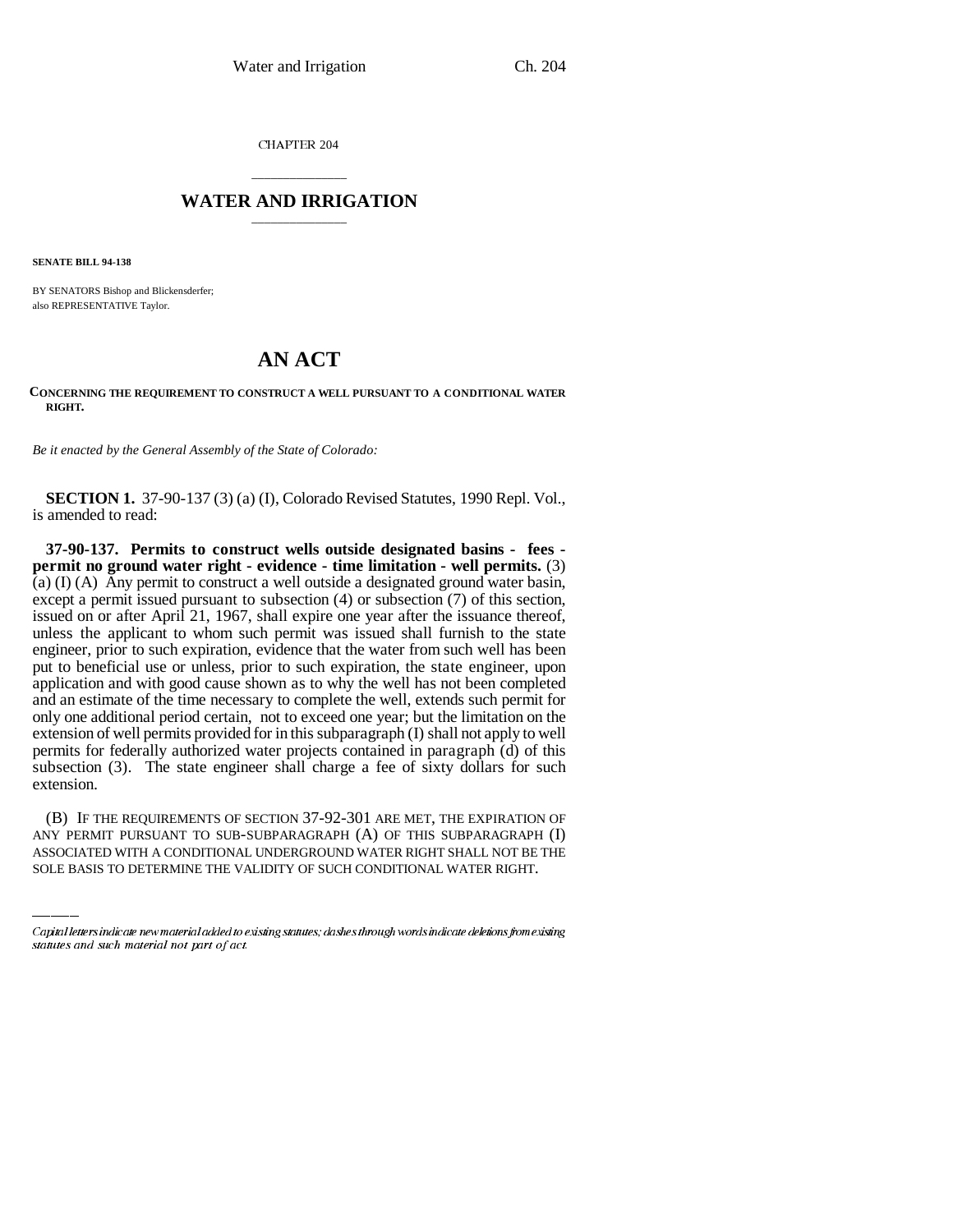CHAPTER 204

# WATER AND IRRIGATION

**SENATE BILL 94-138**

BY SENATORS Bishop and Blickensderfer;
also REPRESENTATIVE Taylor.

# AN ACT

**CONCERNING THE REQUIREMENT TO CONSTRUCT A WELL PURSUANT TO A CONDITIONAL WATER RIGHT.**

*Be it enacted by the General Assembly of the State of Colorado:*

**SECTION 1.** 37-90-137 (3) (a) (I), Colorado Revised Statutes, 1990 Repl. Vol., is amended to read:

**37-90-137. Permits to construct wells outside designated basins - fees - permit no ground water right - evidence - time limitation - well permits.** (3) (a) (I) (A) Any permit to construct a well outside a designated ground water basin, except a permit issued pursuant to subsection (4) or subsection (7) of this section, issued on or after April 21, 1967, shall expire one year after the issuance thereof, unless the applicant to whom such permit was issued shall furnish to the state engineer, prior to such expiration, evidence that the water from such well has been put to beneficial use or unless, prior to such expiration, the state engineer, upon application and with good cause shown as to why the well has not been completed and an estimate of the time necessary to complete the well, extends such permit for only one additional period certain, not to exceed one year; but the limitation on the extension of well permits provided for in this subparagraph (I) shall not apply to well permits for federally authorized water projects contained in paragraph (d) of this subsection (3). The state engineer shall charge a fee of sixty dollars for such extension.

(B) IF THE REQUIREMENTS OF SECTION 37-92-301 ARE MET, THE EXPIRATION OF ANY PERMIT PURSUANT TO SUB-SUBPARAGRAPH (A) OF THIS SUBPARAGRAPH (I) ASSOCIATED WITH A CONDITIONAL UNDERGROUND WATER RIGHT SHALL NOT BE THE SOLE BASIS TO DETERMINE THE VALIDITY OF SUCH CONDITIONAL WATER RIGHT.

*Capital letters indicate new material added to existing statutes; dashes through words indicate deletions from existing statutes and such material not part of act.*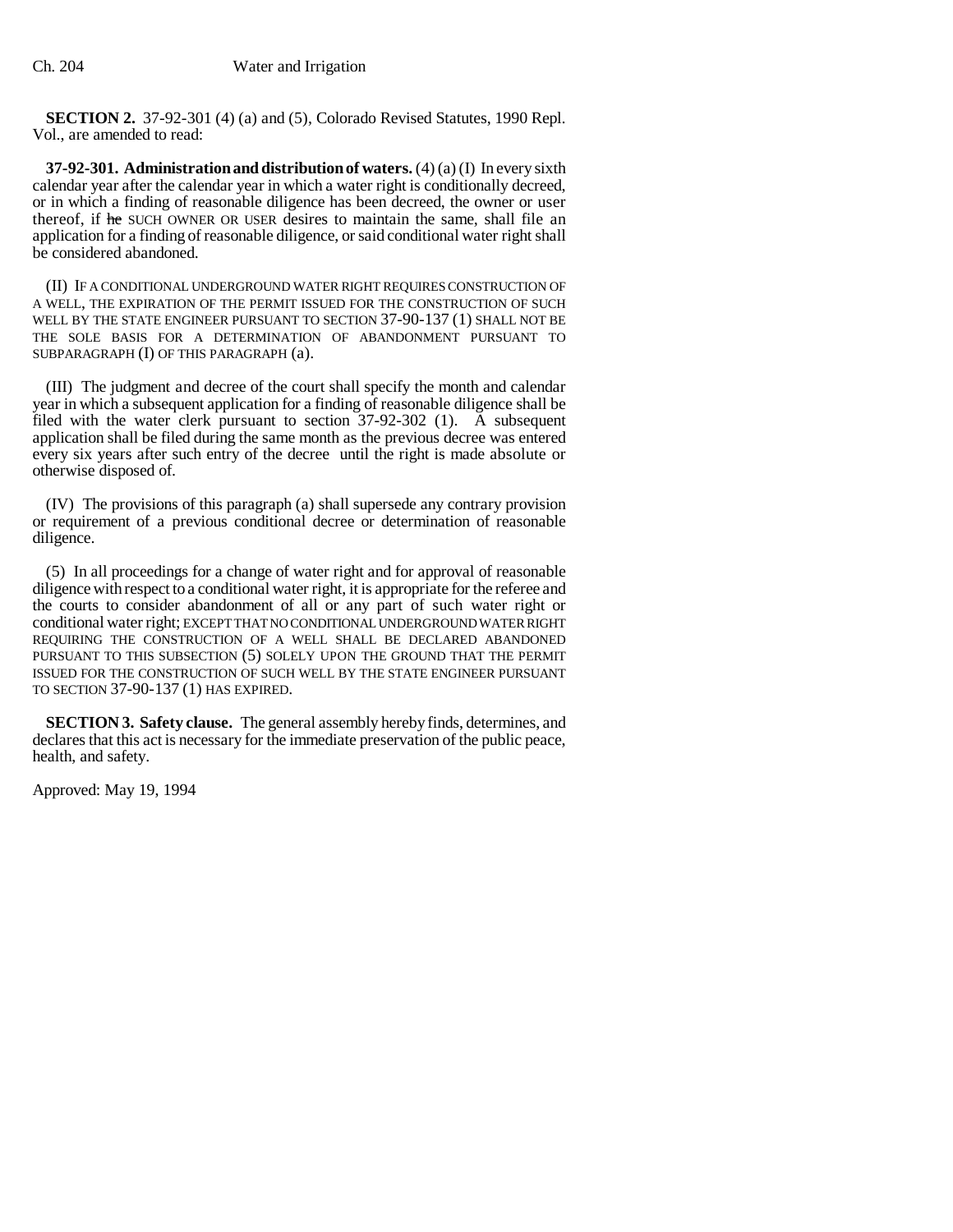**SECTION 2.** 37-92-301 (4) (a) and (5), Colorado Revised Statutes, 1990 Repl. Vol., are amended to read:

**37-92-301. Administration and distribution of waters.** (4) (a) (I) In every sixth calendar year after the calendar year in which a water right is conditionally decreed, or in which a finding of reasonable diligence has been decreed, the owner or user thereof, if ~~he~~ SUCH OWNER OR USER desires to maintain the same, shall file an application for a finding of reasonable diligence, or said conditional water right shall be considered abandoned.

(II) IF A CONDITIONAL UNDERGROUND WATER RIGHT REQUIRES CONSTRUCTION OF A WELL, THE EXPIRATION OF THE PERMIT ISSUED FOR THE CONSTRUCTION OF SUCH WELL BY THE STATE ENGINEER PURSUANT TO SECTION 37-90-137 (1) SHALL NOT BE THE SOLE BASIS FOR A DETERMINATION OF ABANDONMENT PURSUANT TO SUBPARAGRAPH (I) OF THIS PARAGRAPH (a).

(III) The judgment and decree of the court shall specify the month and calendar year in which a subsequent application for a finding of reasonable diligence shall be filed with the water clerk pursuant to section 37-92-302 (1). A subsequent application shall be filed during the same month as the previous decree was entered every six years after such entry of the decree until the right is made absolute or otherwise disposed of.

(IV) The provisions of this paragraph (a) shall supersede any contrary provision or requirement of a previous conditional decree or determination of reasonable diligence.

(5) In all proceedings for a change of water right and for approval of reasonable diligence with respect to a conditional water right, it is appropriate for the referee and the courts to consider abandonment of all or any part of such water right or conditional water right; EXCEPT THAT NO CONDITIONAL UNDERGROUND WATER RIGHT REQUIRING THE CONSTRUCTION OF A WELL SHALL BE DECLARED ABANDONED PURSUANT TO THIS SUBSECTION (5) SOLELY UPON THE GROUND THAT THE PERMIT ISSUED FOR THE CONSTRUCTION OF SUCH WELL BY THE STATE ENGINEER PURSUANT TO SECTION 37-90-137 (1) HAS EXPIRED.

**SECTION 3. Safety clause.** The general assembly hereby finds, determines, and declares that this act is necessary for the immediate preservation of the public peace, health, and safety.

Approved: May 19, 1994